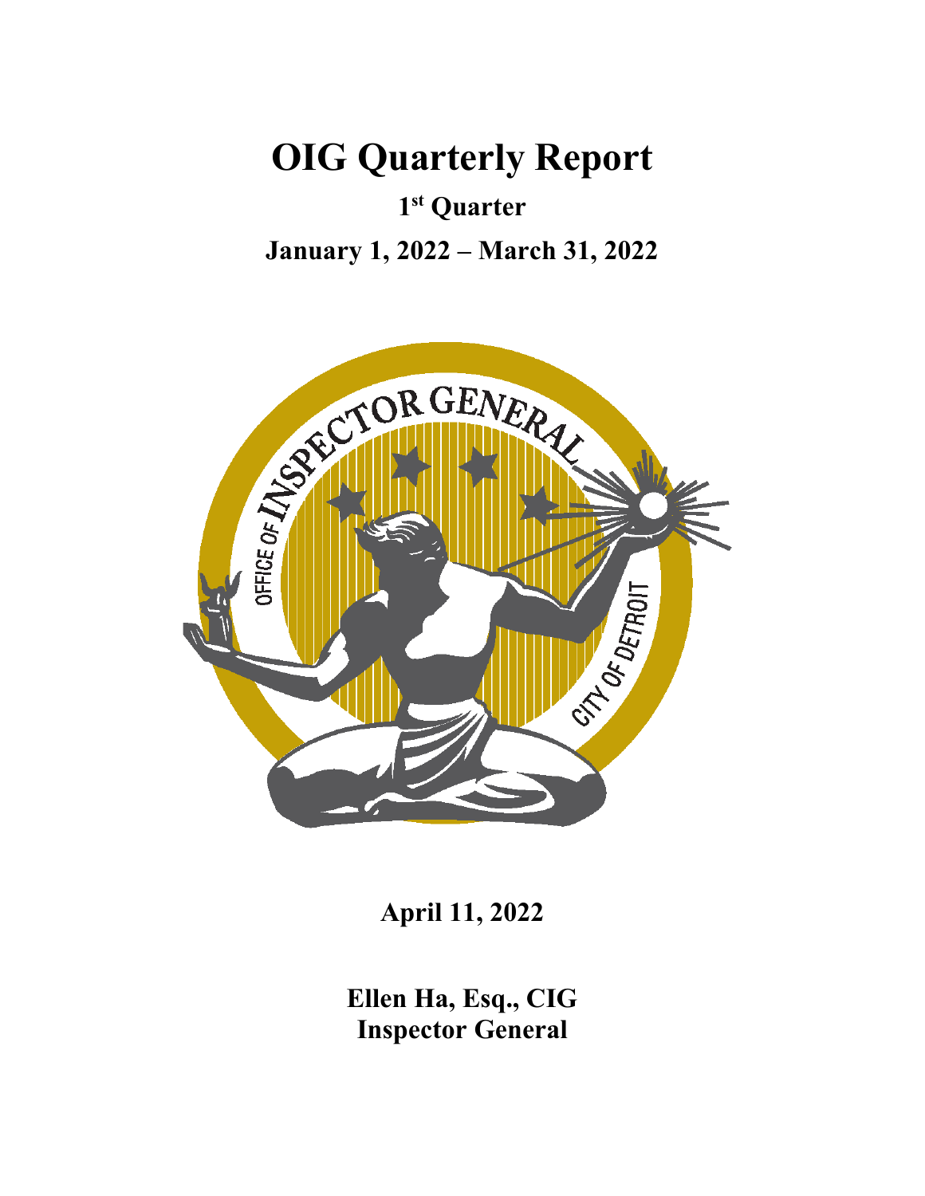# OIG Quarterly Report

## 1st Quarter

## January 1, 2022 – March 31, 2022

**April 11, 2022**

**Ellen Ha, Esq., CIG**
**Inspector General**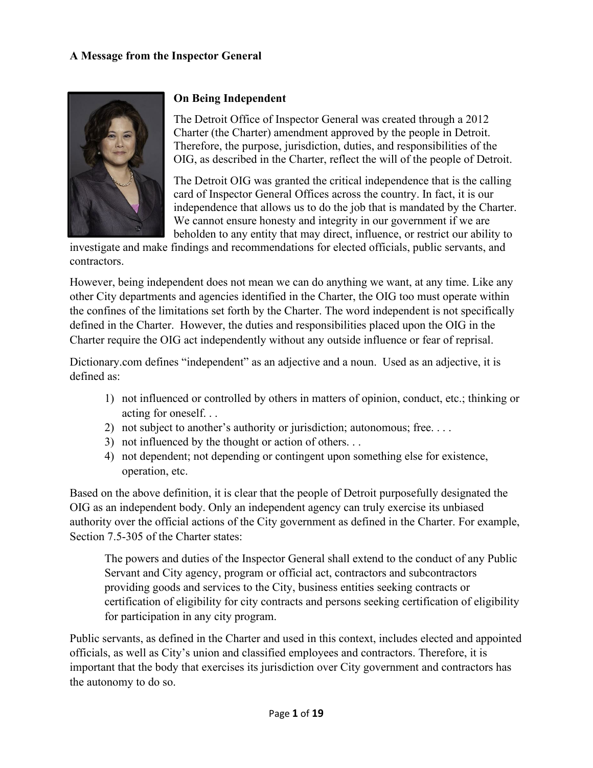**A Message from the Inspector General**

**On Being Independent**

The Detroit Office of Inspector General was created through a 2012 Charter (the Charter) amendment approved by the people in Detroit. Therefore, the purpose, jurisdiction, duties, and responsibilities of the OIG, as described in the Charter, reflect the will of the people of Detroit.

The Detroit OIG was granted the critical independence that is the calling card of Inspector General Offices across the country. In fact, it is our independence that allows us to do the job that is mandated by the Charter. We cannot ensure honesty and integrity in our government if we are beholden to any entity that may direct, influence, or restrict our ability to investigate and make findings and recommendations for elected officials, public servants, and contractors.

However, being independent does not mean we can do anything we want, at any time. Like any other City departments and agencies identified in the Charter, the OIG too must operate within the confines of the limitations set forth by the Charter. The word independent is not specifically defined in the Charter. However, the duties and responsibilities placed upon the OIG in the Charter require the OIG act independently without any outside influence or fear of reprisal.

Dictionary.com defines "independent" as an adjective and a noun. Used as an adjective, it is defined as:

1) not influenced or controlled by others in matters of opinion, conduct, etc.; thinking or acting for oneself. . .
2) not subject to another's authority or jurisdiction; autonomous; free. . . .
3) not influenced by the thought or action of others. . .
4) not dependent; not depending or contingent upon something else for existence, operation, etc.

Based on the above definition, it is clear that the people of Detroit purposefully designated the OIG as an independent body. Only an independent agency can truly exercise its unbiased authority over the official actions of the City government as defined in the Charter. For example, Section 7.5-305 of the Charter states:

> The powers and duties of the Inspector General shall extend to the conduct of any Public Servant and City agency, program or official act, contractors and subcontractors providing goods and services to the City, business entities seeking contracts or certification of eligibility for city contracts and persons seeking certification of eligibility for participation in any city program.

Public servants, as defined in the Charter and used in this context, includes elected and appointed officials, as well as City's union and classified employees and contractors. Therefore, it is important that the body that exercises its jurisdiction over City government and contractors has the autonomy to do so.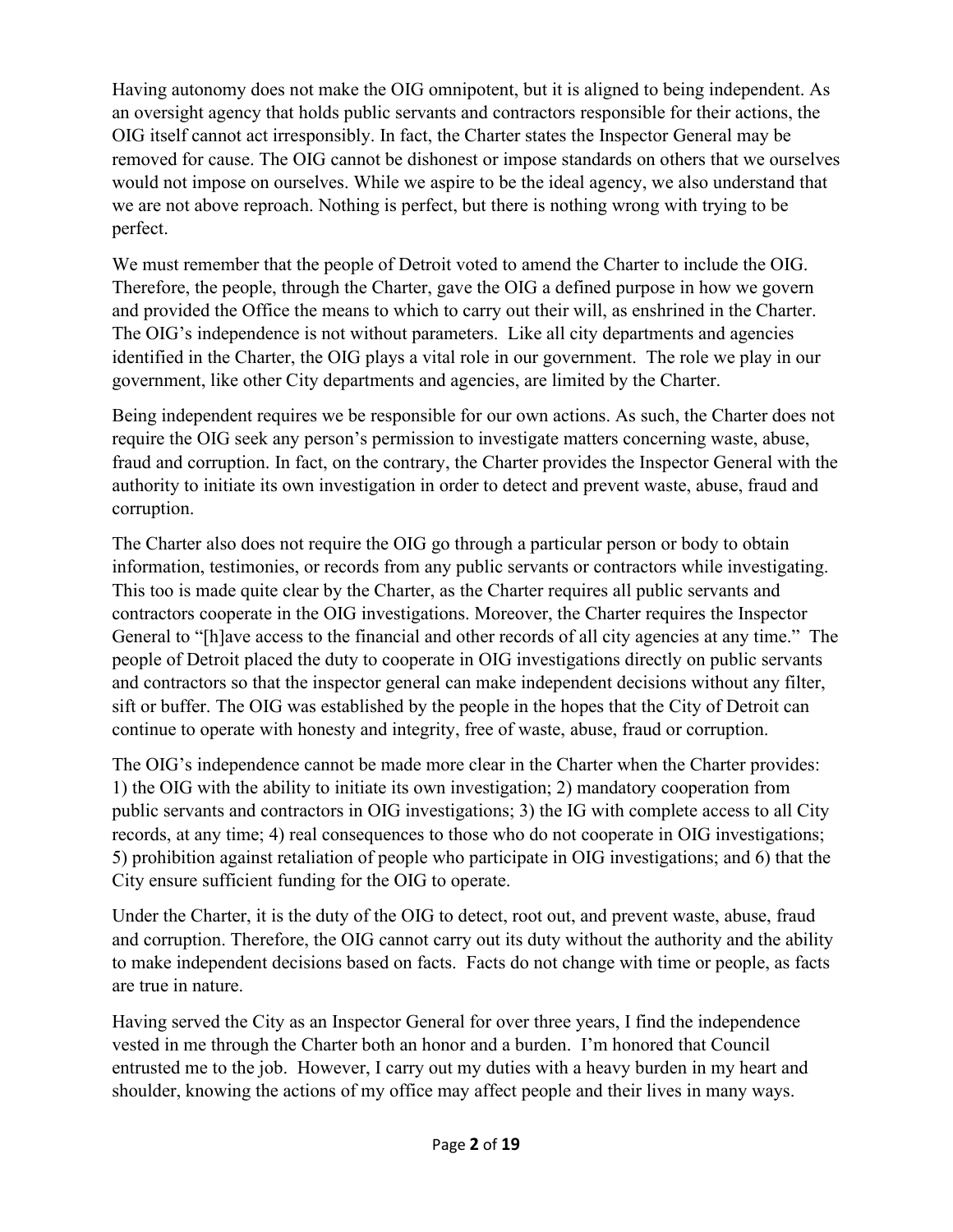Having autonomy does not make the OIG omnipotent, but it is aligned to being independent. As an oversight agency that holds public servants and contractors responsible for their actions, the OIG itself cannot act irresponsibly. In fact, the Charter states the Inspector General may be removed for cause. The OIG cannot be dishonest or impose standards on others that we ourselves would not impose on ourselves. While we aspire to be the ideal agency, we also understand that we are not above reproach. Nothing is perfect, but there is nothing wrong with trying to be perfect.

We must remember that the people of Detroit voted to amend the Charter to include the OIG. Therefore, the people, through the Charter, gave the OIG a defined purpose in how we govern and provided the Office the means to which to carry out their will, as enshrined in the Charter. The OIG's independence is not without parameters. Like all city departments and agencies identified in the Charter, the OIG plays a vital role in our government. The role we play in our government, like other City departments and agencies, are limited by the Charter.

Being independent requires we be responsible for our own actions. As such, the Charter does not require the OIG seek any person's permission to investigate matters concerning waste, abuse, fraud and corruption. In fact, on the contrary, the Charter provides the Inspector General with the authority to initiate its own investigation in order to detect and prevent waste, abuse, fraud and corruption.

The Charter also does not require the OIG go through a particular person or body to obtain information, testimonies, or records from any public servants or contractors while investigating. This too is made quite clear by the Charter, as the Charter requires all public servants and contractors cooperate in the OIG investigations. Moreover, the Charter requires the Inspector General to "[h]ave access to the financial and other records of all city agencies at any time." The people of Detroit placed the duty to cooperate in OIG investigations directly on public servants and contractors so that the inspector general can make independent decisions without any filter, sift or buffer. The OIG was established by the people in the hopes that the City of Detroit can continue to operate with honesty and integrity, free of waste, abuse, fraud or corruption.

The OIG's independence cannot be made more clear in the Charter when the Charter provides: 1) the OIG with the ability to initiate its own investigation; 2) mandatory cooperation from public servants and contractors in OIG investigations; 3) the IG with complete access to all City records, at any time; 4) real consequences to those who do not cooperate in OIG investigations; 5) prohibition against retaliation of people who participate in OIG investigations; and 6) that the City ensure sufficient funding for the OIG to operate.

Under the Charter, it is the duty of the OIG to detect, root out, and prevent waste, abuse, fraud and corruption. Therefore, the OIG cannot carry out its duty without the authority and the ability to make independent decisions based on facts. Facts do not change with time or people, as facts are true in nature.

Having served the City as an Inspector General for over three years, I find the independence vested in me through the Charter both an honor and a burden. I'm honored that Council entrusted me to the job. However, I carry out my duties with a heavy burden in my heart and shoulder, knowing the actions of my office may affect people and their lives in many ways.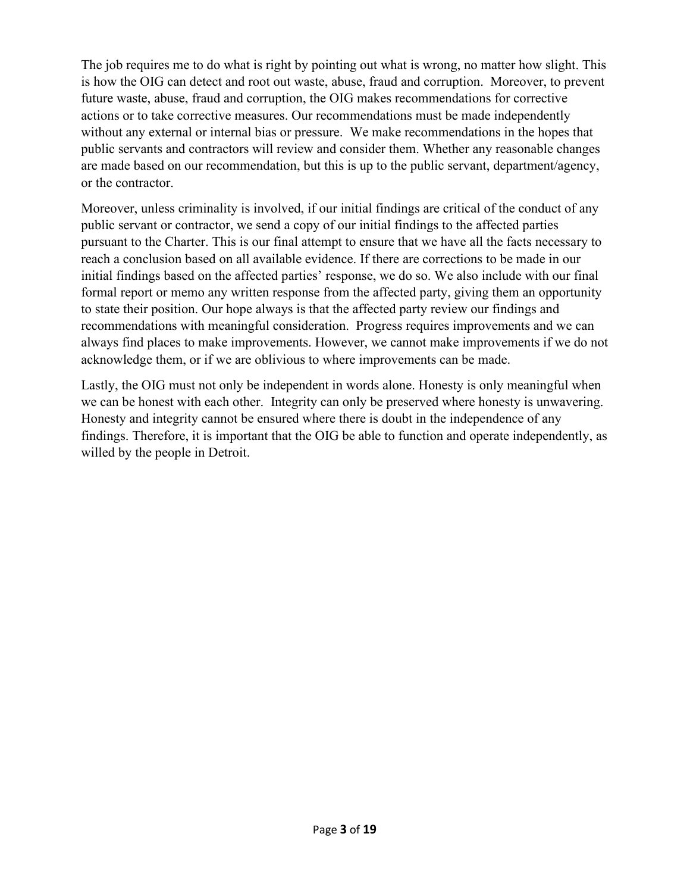The job requires me to do what is right by pointing out what is wrong, no matter how slight. This is how the OIG can detect and root out waste, abuse, fraud and corruption. Moreover, to prevent future waste, abuse, fraud and corruption, the OIG makes recommendations for corrective actions or to take corrective measures. Our recommendations must be made independently without any external or internal bias or pressure. We make recommendations in the hopes that public servants and contractors will review and consider them. Whether any reasonable changes are made based on our recommendation, but this is up to the public servant, department/agency, or the contractor.

Moreover, unless criminality is involved, if our initial findings are critical of the conduct of any public servant or contractor, we send a copy of our initial findings to the affected parties pursuant to the Charter. This is our final attempt to ensure that we have all the facts necessary to reach a conclusion based on all available evidence. If there are corrections to be made in our initial findings based on the affected parties' response, we do so. We also include with our final formal report or memo any written response from the affected party, giving them an opportunity to state their position. Our hope always is that the affected party review our findings and recommendations with meaningful consideration. Progress requires improvements and we can always find places to make improvements. However, we cannot make improvements if we do not acknowledge them, or if we are oblivious to where improvements can be made.

Lastly, the OIG must not only be independent in words alone. Honesty is only meaningful when we can be honest with each other. Integrity can only be preserved where honesty is unwavering. Honesty and integrity cannot be ensured where there is doubt in the independence of any findings. Therefore, it is important that the OIG be able to function and operate independently, as willed by the people in Detroit.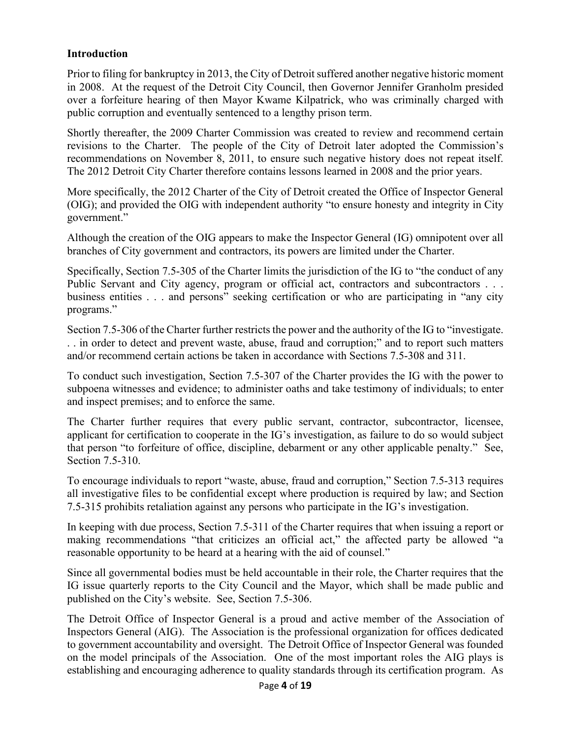## Introduction

Prior to filing for bankruptcy in 2013, the City of Detroit suffered another negative historic moment in 2008. At the request of the Detroit City Council, then Governor Jennifer Granholm presided over a forfeiture hearing of then Mayor Kwame Kilpatrick, who was criminally charged with public corruption and eventually sentenced to a lengthy prison term.

Shortly thereafter, the 2009 Charter Commission was created to review and recommend certain revisions to the Charter. The people of the City of Detroit later adopted the Commission's recommendations on November 8, 2011, to ensure such negative history does not repeat itself. The 2012 Detroit City Charter therefore contains lessons learned in 2008 and the prior years.

More specifically, the 2012 Charter of the City of Detroit created the Office of Inspector General (OIG); and provided the OIG with independent authority "to ensure honesty and integrity in City government."

Although the creation of the OIG appears to make the Inspector General (IG) omnipotent over all branches of City government and contractors, its powers are limited under the Charter.

Specifically, Section 7.5-305 of the Charter limits the jurisdiction of the IG to "the conduct of any Public Servant and City agency, program or official act, contractors and subcontractors . . . business entities . . . and persons" seeking certification or who are participating in "any city programs."

Section 7.5-306 of the Charter further restricts the power and the authority of the IG to "investigate. . . in order to detect and prevent waste, abuse, fraud and corruption;" and to report such matters and/or recommend certain actions be taken in accordance with Sections 7.5-308 and 311.

To conduct such investigation, Section 7.5-307 of the Charter provides the IG with the power to subpoena witnesses and evidence; to administer oaths and take testimony of individuals; to enter and inspect premises; and to enforce the same.

The Charter further requires that every public servant, contractor, subcontractor, licensee, applicant for certification to cooperate in the IG's investigation, as failure to do so would subject that person "to forfeiture of office, discipline, debarment or any other applicable penalty." See, Section 7.5-310.

To encourage individuals to report "waste, abuse, fraud and corruption," Section 7.5-313 requires all investigative files to be confidential except where production is required by law; and Section 7.5-315 prohibits retaliation against any persons who participate in the IG's investigation.

In keeping with due process, Section 7.5-311 of the Charter requires that when issuing a report or making recommendations "that criticizes an official act," the affected party be allowed "a reasonable opportunity to be heard at a hearing with the aid of counsel."

Since all governmental bodies must be held accountable in their role, the Charter requires that the IG issue quarterly reports to the City Council and the Mayor, which shall be made public and published on the City's website. See, Section 7.5-306.

The Detroit Office of Inspector General is a proud and active member of the Association of Inspectors General (AIG). The Association is the professional organization for offices dedicated to government accountability and oversight. The Detroit Office of Inspector General was founded on the model principals of the Association. One of the most important roles the AIG plays is establishing and encouraging adherence to quality standards through its certification program. As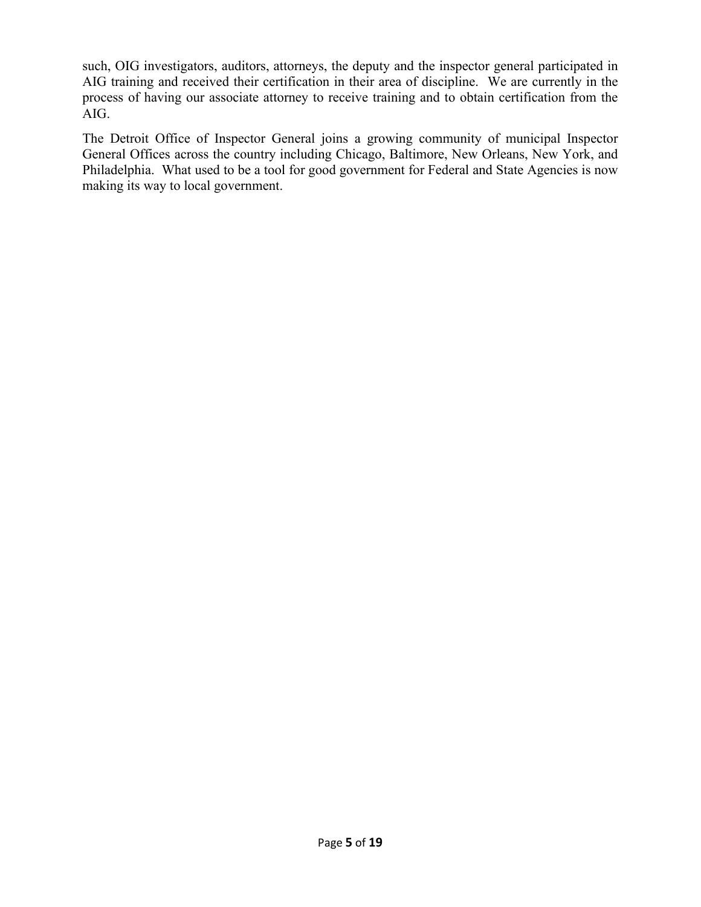such, OIG investigators, auditors, attorneys, the deputy and the inspector general participated in AIG training and received their certification in their area of discipline. We are currently in the process of having our associate attorney to receive training and to obtain certification from the AIG.

The Detroit Office of Inspector General joins a growing community of municipal Inspector General Offices across the country including Chicago, Baltimore, New Orleans, New York, and Philadelphia. What used to be a tool for good government for Federal and State Agencies is now making its way to local government.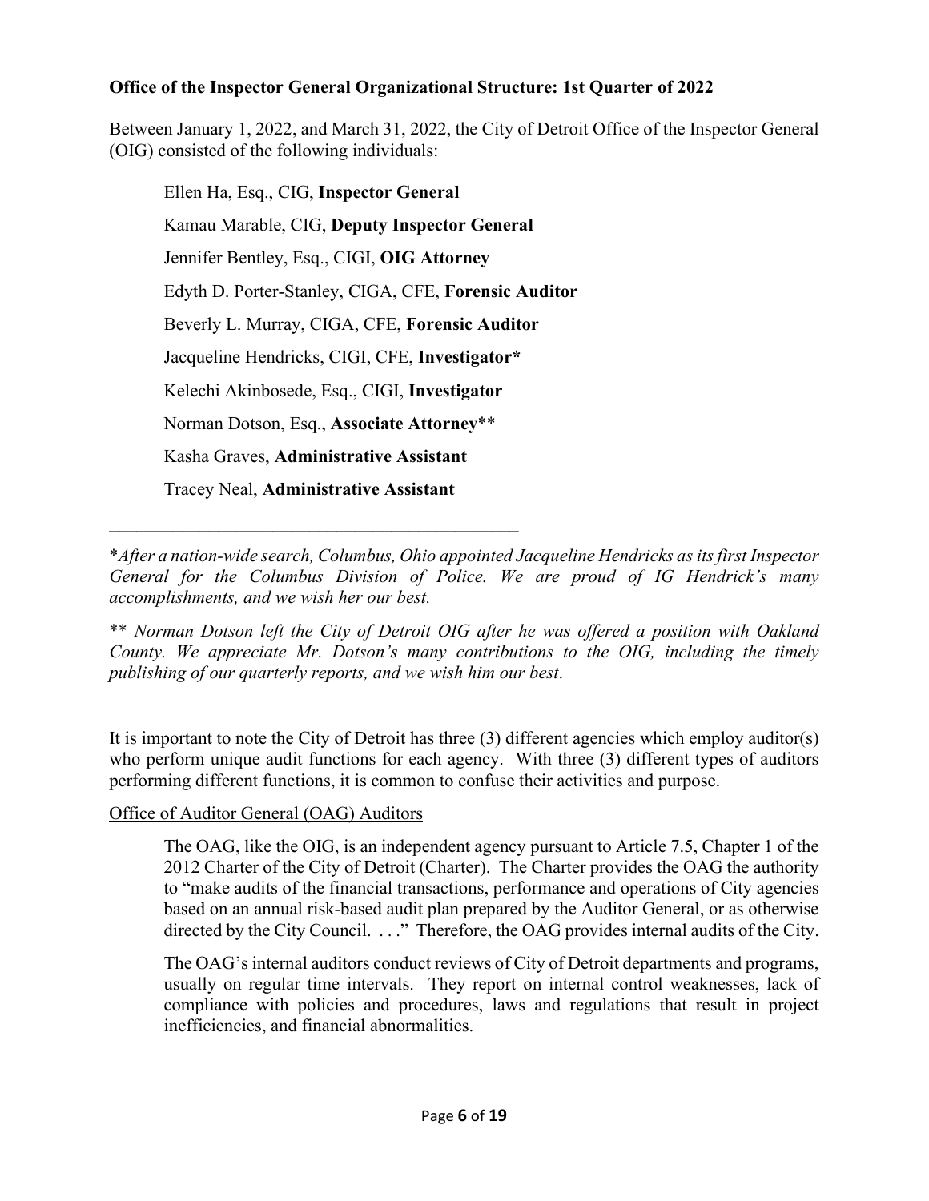**Office of the Inspector General Organizational Structure: 1st Quarter of 2022**

Between January 1, 2022, and March 31, 2022, the City of Detroit Office of the Inspector General (OIG) consisted of the following individuals:

> Ellen Ha, Esq., CIG, **Inspector General**
>
> Kamau Marable, CIG, **Deputy Inspector General**
>
> Jennifer Bentley, Esq., CIGI, **OIG Attorney**
>
> Edyth D. Porter-Stanley, CIGA, CFE, **Forensic Auditor**
>
> Beverly L. Murray, CIGA, CFE, **Forensic Auditor**
>
> Jacqueline Hendricks, CIGI, CFE, **Investigator***
>
> Kelechi Akinbosede, Esq., CIGI, **Investigator**
>
> Norman Dotson, Esq., **Associate Attorney****
>
> Kasha Graves, **Administrative Assistant**
>
> Tracey Neal, **Administrative Assistant**

---

**After a nation-wide search, Columbus, Ohio appointed Jacqueline Hendricks as its first Inspector General for the Columbus Division of Police. We are proud of IG Hendrick's many accomplishments, and we wish her our best.*

*** Norman Dotson left the City of Detroit OIG after he was offered a position with Oakland County. We appreciate Mr. Dotson's many contributions to the OIG, including the timely publishing of our quarterly reports, and we wish him our best.*

It is important to note the City of Detroit has three (3) different agencies which employ auditor(s) who perform unique audit functions for each agency. With three (3) different types of auditors performing different functions, it is common to confuse their activities and purpose.

Office of Auditor General (OAG) Auditors

> The OAG, like the OIG, is an independent agency pursuant to Article 7.5, Chapter 1 of the 2012 Charter of the City of Detroit (Charter). The Charter provides the OAG the authority to "make audits of the financial transactions, performance and operations of City agencies based on an annual risk-based audit plan prepared by the Auditor General, or as otherwise directed by the City Council. . . ." Therefore, the OAG provides internal audits of the City.
>
> The OAG's internal auditors conduct reviews of City of Detroit departments and programs, usually on regular time intervals. They report on internal control weaknesses, lack of compliance with policies and procedures, laws and regulations that result in project inefficiencies, and financial abnormalities.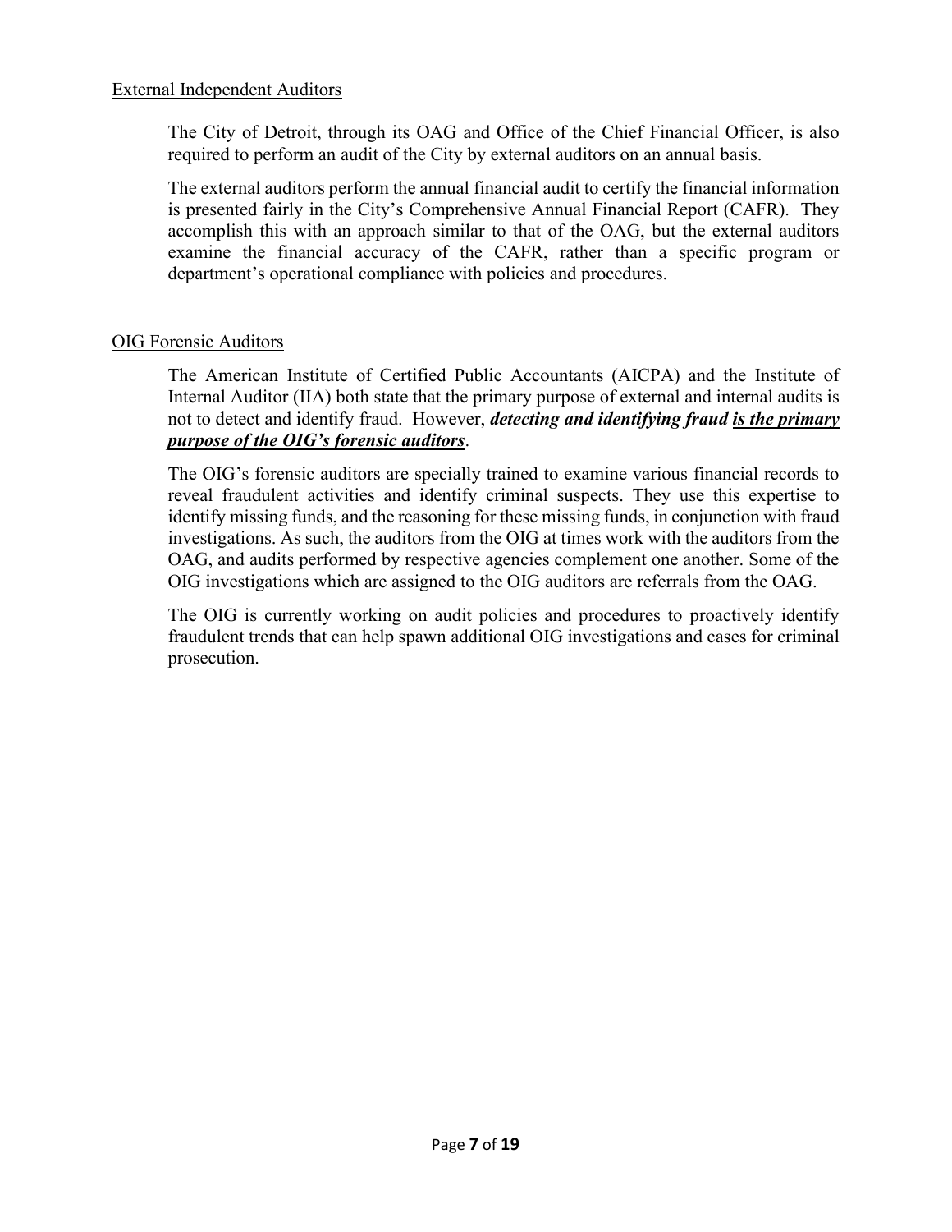## External Independent Auditors

The City of Detroit, through its OAG and Office of the Chief Financial Officer, is also required to perform an audit of the City by external auditors on an annual basis.

The external auditors perform the annual financial audit to certify the financial information is presented fairly in the City's Comprehensive Annual Financial Report (CAFR). They accomplish this with an approach similar to that of the OAG, but the external auditors examine the financial accuracy of the CAFR, rather than a specific program or department's operational compliance with policies and procedures.

## OIG Forensic Auditors

The American Institute of Certified Public Accountants (AICPA) and the Institute of Internal Auditor (IIA) both state that the primary purpose of external and internal audits is not to detect and identify fraud. However, ***detecting and identifying fraud <u>is the primary purpose of the OIG's forensic auditors</u>***.

The OIG's forensic auditors are specially trained to examine various financial records to reveal fraudulent activities and identify criminal suspects. They use this expertise to identify missing funds, and the reasoning for these missing funds, in conjunction with fraud investigations. As such, the auditors from the OIG at times work with the auditors from the OAG, and audits performed by respective agencies complement one another. Some of the OIG investigations which are assigned to the OIG auditors are referrals from the OAG.

The OIG is currently working on audit policies and procedures to proactively identify fraudulent trends that can help spawn additional OIG investigations and cases for criminal prosecution.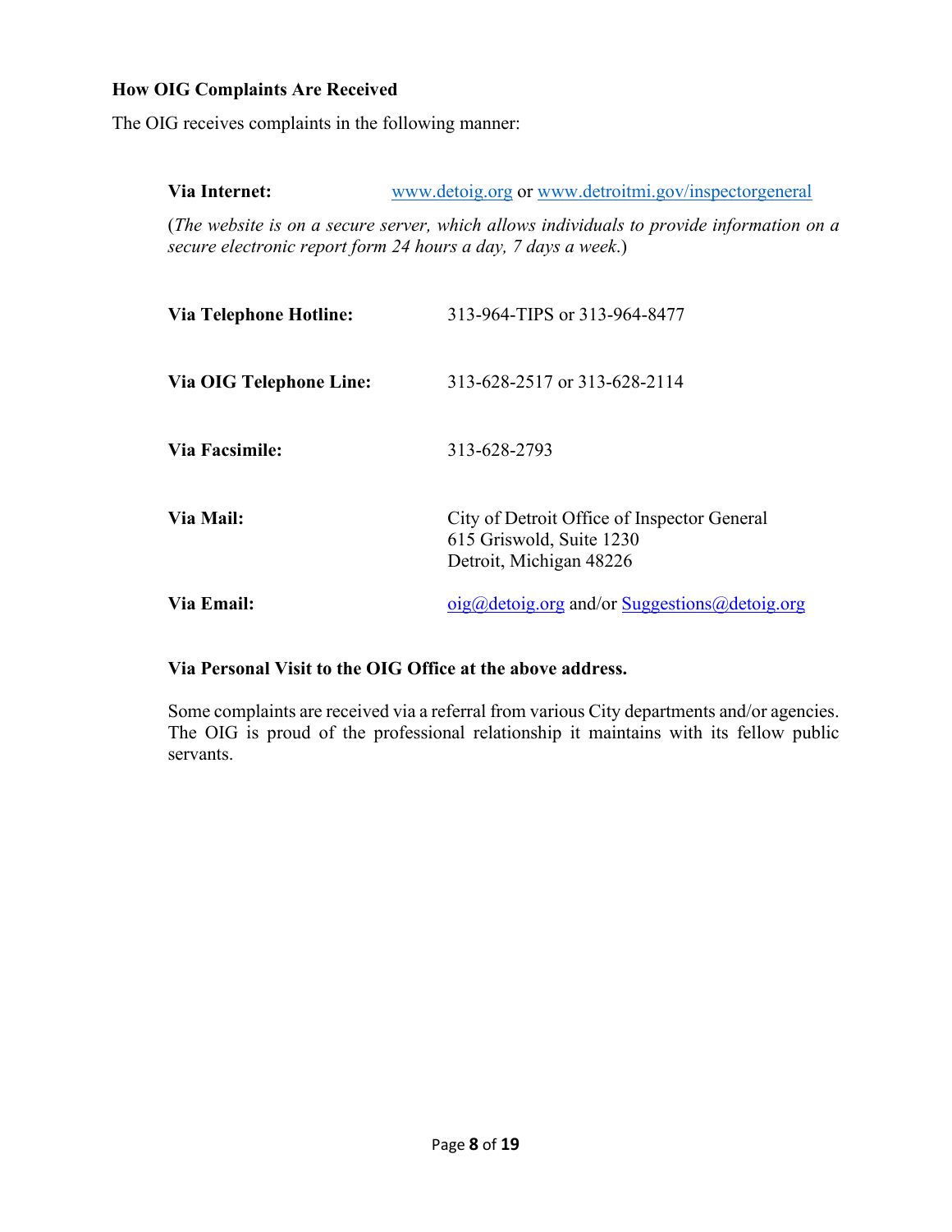### How OIG Complaints Are Received

The OIG receives complaints in the following manner:

**Via Internet:** www.detoig.org or www.detroitmi.gov/inspectorgeneral

(*The website is on a secure server, which allows individuals to provide information on a secure electronic report form 24 hours a day, 7 days a week*.)

**Via Telephone Hotline:** 313-964-TIPS or 313-964-8477

**Via OIG Telephone Line:** 313-628-2517 or 313-628-2114

**Via Facsimile:** 313-628-2793

**Via Mail:** City of Detroit Office of Inspector General
615 Griswold, Suite 1230
Detroit, Michigan 48226

**Via Email:** oig@detoig.org and/or Suggestions@detoig.org

**Via Personal Visit to the OIG Office at the above address.**

Some complaints are received via a referral from various City departments and/or agencies. The OIG is proud of the professional relationship it maintains with its fellow public servants.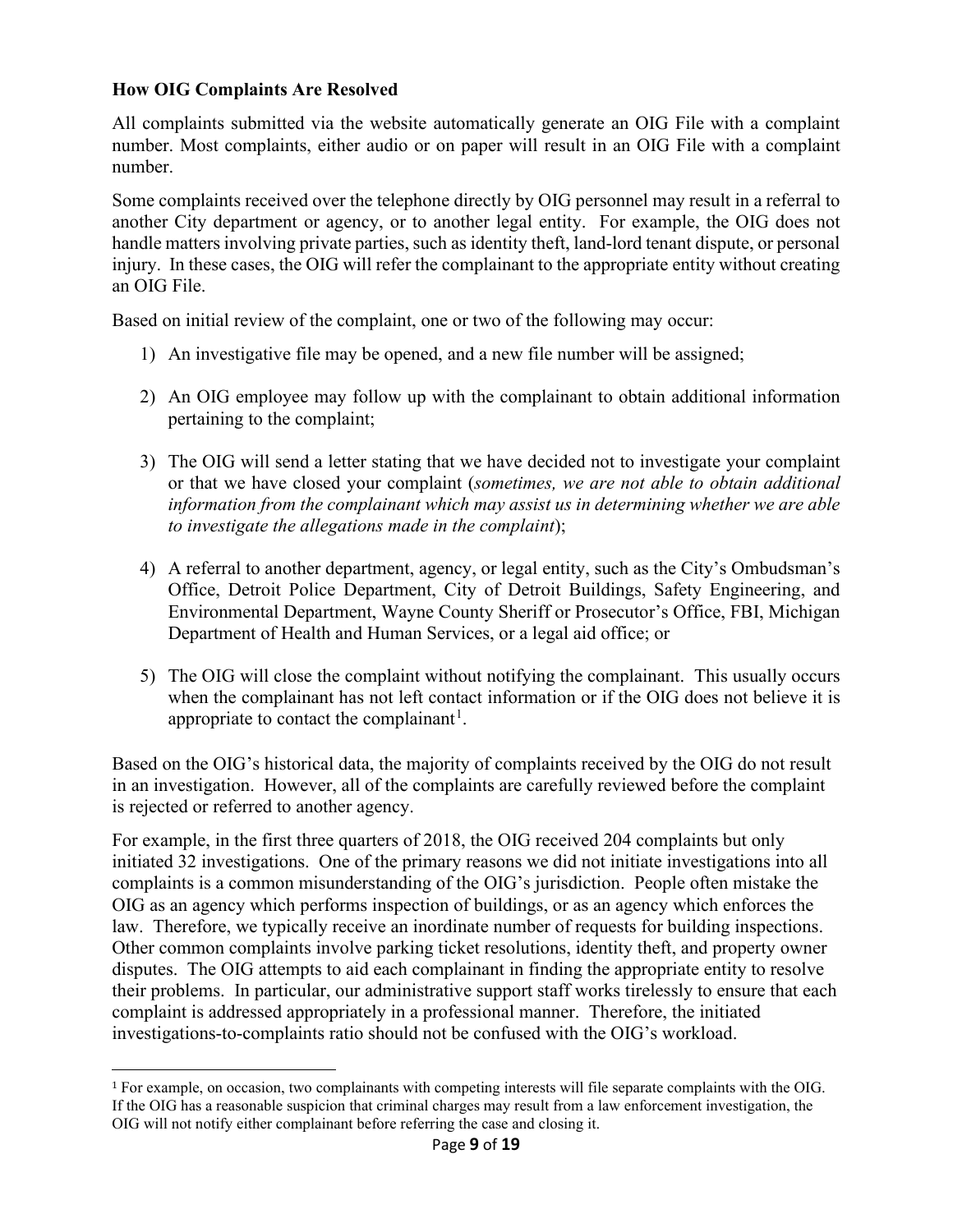**How OIG Complaints Are Resolved**

All complaints submitted via the website automatically generate an OIG File with a complaint number. Most complaints, either audio or on paper will result in an OIG File with a complaint number.

Some complaints received over the telephone directly by OIG personnel may result in a referral to another City department or agency, or to another legal entity. For example, the OIG does not handle matters involving private parties, such as identity theft, land-lord tenant dispute, or personal injury. In these cases, the OIG will refer the complainant to the appropriate entity without creating an OIG File.

Based on initial review of the complaint, one or two of the following may occur:

1) An investigative file may be opened, and a new file number will be assigned;

2) An OIG employee may follow up with the complainant to obtain additional information pertaining to the complaint;

3) The OIG will send a letter stating that we have decided not to investigate your complaint or that we have closed your complaint (*sometimes, we are not able to obtain additional information from the complainant which may assist us in determining whether we are able to investigate the allegations made in the complaint*);

4) A referral to another department, agency, or legal entity, such as the City's Ombudsman's Office, Detroit Police Department, City of Detroit Buildings, Safety Engineering, and Environmental Department, Wayne County Sheriff or Prosecutor's Office, FBI, Michigan Department of Health and Human Services, or a legal aid office; or

5) The OIG will close the complaint without notifying the complainant. This usually occurs when the complainant has not left contact information or if the OIG does not believe it is appropriate to contact the complainant[1].

Based on the OIG's historical data, the majority of complaints received by the OIG do not result in an investigation. However, all of the complaints are carefully reviewed before the complaint is rejected or referred to another agency.

For example, in the first three quarters of 2018, the OIG received 204 complaints but only initiated 32 investigations. One of the primary reasons we did not initiate investigations into all complaints is a common misunderstanding of the OIG's jurisdiction. People often mistake the OIG as an agency which performs inspection of buildings, or as an agency which enforces the law. Therefore, we typically receive an inordinate number of requests for building inspections. Other common complaints involve parking ticket resolutions, identity theft, and property owner disputes. The OIG attempts to aid each complainant in finding the appropriate entity to resolve their problems. In particular, our administrative support staff works tirelessly to ensure that each complaint is addressed appropriately in a professional manner. Therefore, the initiated investigations-to-complaints ratio should not be confused with the OIG's workload.

---

[1] For example, on occasion, two complainants with competing interests will file separate complaints with the OIG. If the OIG has a reasonable suspicion that criminal charges may result from a law enforcement investigation, the OIG will not notify either complainant before referring the case and closing it.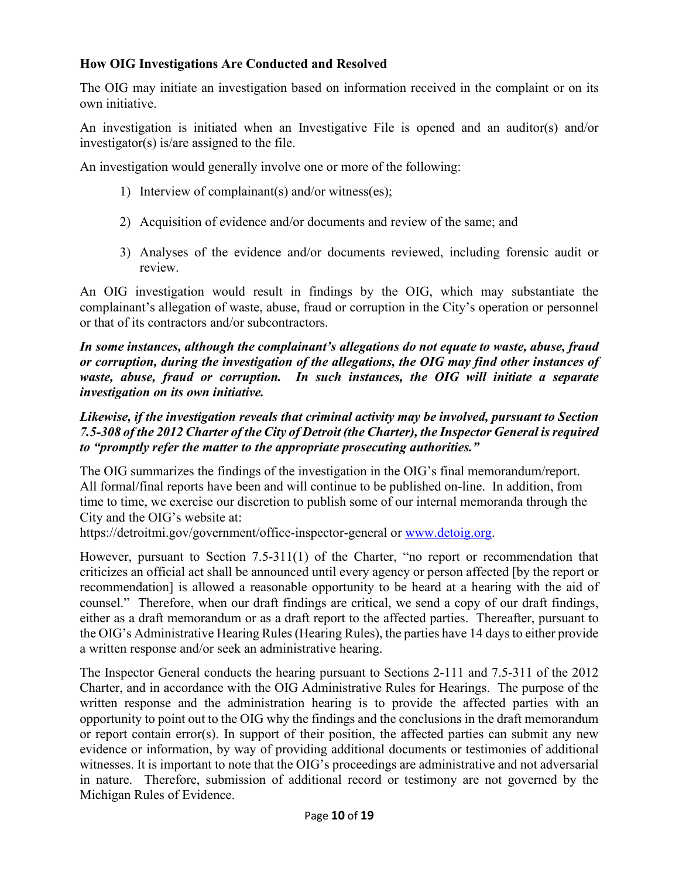**How OIG Investigations Are Conducted and Resolved**

The OIG may initiate an investigation based on information received in the complaint or on its own initiative.

An investigation is initiated when an Investigative File is opened and an auditor(s) and/or investigator(s) is/are assigned to the file.

An investigation would generally involve one or more of the following:

1) Interview of complainant(s) and/or witness(es);

2) Acquisition of evidence and/or documents and review of the same; and

3) Analyses of the evidence and/or documents reviewed, including forensic audit or review.

An OIG investigation would result in findings by the OIG, which may substantiate the complainant's allegation of waste, abuse, fraud or corruption in the City's operation or personnel or that of its contractors and/or subcontractors.

***In some instances, although the complainant's allegations do not equate to waste, abuse, fraud or corruption, during the investigation of the allegations, the OIG may find other instances of waste, abuse, fraud or corruption. In such instances, the OIG will initiate a separate investigation on its own initiative.***

***Likewise, if the investigation reveals that criminal activity may be involved, pursuant to Section 7.5-308 of the 2012 Charter of the City of Detroit (the Charter), the Inspector General is required to "promptly refer the matter to the appropriate prosecuting authorities."***

The OIG summarizes the findings of the investigation in the OIG's final memorandum/report. All formal/final reports have been and will continue to be published on-line. In addition, from time to time, we exercise our discretion to publish some of our internal memoranda through the City and the OIG's website at:
https://detroitmi.gov/government/office-inspector-general or [www.detoig.org](www.detoig.org).

However, pursuant to Section 7.5-311(1) of the Charter, "no report or recommendation that criticizes an official act shall be announced until every agency or person affected [by the report or recommendation] is allowed a reasonable opportunity to be heard at a hearing with the aid of counsel." Therefore, when our draft findings are critical, we send a copy of our draft findings, either as a draft memorandum or as a draft report to the affected parties. Thereafter, pursuant to the OIG's Administrative Hearing Rules (Hearing Rules), the parties have 14 days to either provide a written response and/or seek an administrative hearing.

The Inspector General conducts the hearing pursuant to Sections 2-111 and 7.5-311 of the 2012 Charter, and in accordance with the OIG Administrative Rules for Hearings. The purpose of the written response and the administration hearing is to provide the affected parties with an opportunity to point out to the OIG why the findings and the conclusions in the draft memorandum or report contain error(s). In support of their position, the affected parties can submit any new evidence or information, by way of providing additional documents or testimonies of additional witnesses. It is important to note that the OIG's proceedings are administrative and not adversarial in nature. Therefore, submission of additional record or testimony are not governed by the Michigan Rules of Evidence.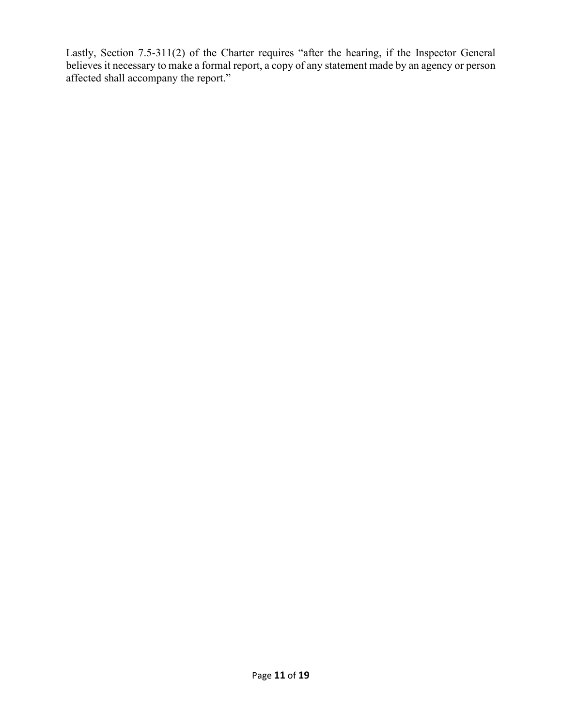Lastly, Section 7.5-311(2) of the Charter requires "after the hearing, if the Inspector General believes it necessary to make a formal report, a copy of any statement made by an agency or person affected shall accompany the report."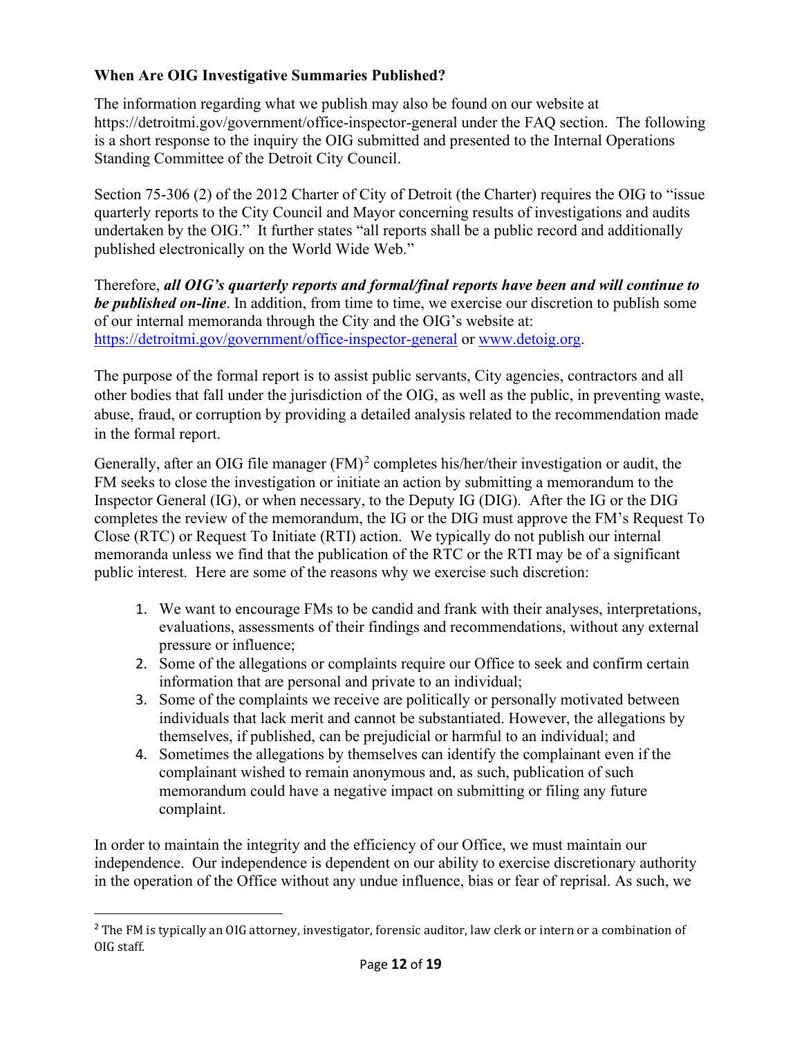**When Are OIG Investigative Summaries Published?**

The information regarding what we publish may also be found on our website at https://detroitmi.gov/government/office-inspector-general under the FAQ section. The following is a short response to the inquiry the OIG submitted and presented to the Internal Operations Standing Committee of the Detroit City Council.

Section 75-306 (2) of the 2012 Charter of City of Detroit (the Charter) requires the OIG to "issue quarterly reports to the City Council and Mayor concerning results of investigations and audits undertaken by the OIG." It further states "all reports shall be a public record and additionally published electronically on the World Wide Web."

Therefore, ***all OIG's quarterly reports and formal/final reports have been and will continue to be published on-line***. In addition, from time to time, we exercise our discretion to publish some of our internal memoranda through the City and the OIG's website at: https://detroitmi.gov/government/office-inspector-general or www.detoig.org.

The purpose of the formal report is to assist public servants, City agencies, contractors and all other bodies that fall under the jurisdiction of the OIG, as well as the public, in preventing waste, abuse, fraud, or corruption by providing a detailed analysis related to the recommendation made in the formal report.

Generally, after an OIG file manager (FM)[2] completes his/her/their investigation or audit, the FM seeks to close the investigation or initiate an action by submitting a memorandum to the Inspector General (IG), or when necessary, to the Deputy IG (DIG). After the IG or the DIG completes the review of the memorandum, the IG or the DIG must approve the FM's Request To Close (RTC) or Request To Initiate (RTI) action. We typically do not publish our internal memoranda unless we find that the publication of the RTC or the RTI may be of a significant public interest. Here are some of the reasons why we exercise such discretion:

1. We want to encourage FMs to be candid and frank with their analyses, interpretations, evaluations, assessments of their findings and recommendations, without any external pressure or influence;
2. Some of the allegations or complaints require our Office to seek and confirm certain information that are personal and private to an individual;
3. Some of the complaints we receive are politically or personally motivated between individuals that lack merit and cannot be substantiated. However, the allegations by themselves, if published, can be prejudicial or harmful to an individual; and
4. Sometimes the allegations by themselves can identify the complainant even if the complainant wished to remain anonymous and, as such, publication of such memorandum could have a negative impact on submitting or filing any future complaint.

In order to maintain the integrity and the efficiency of our Office, we must maintain our independence. Our independence is dependent on our ability to exercise discretionary authority in the operation of the Office without any undue influence, bias or fear of reprisal. As such, we

[2] The FM is typically an OIG attorney, investigator, forensic auditor, law clerk or intern or a combination of OIG staff.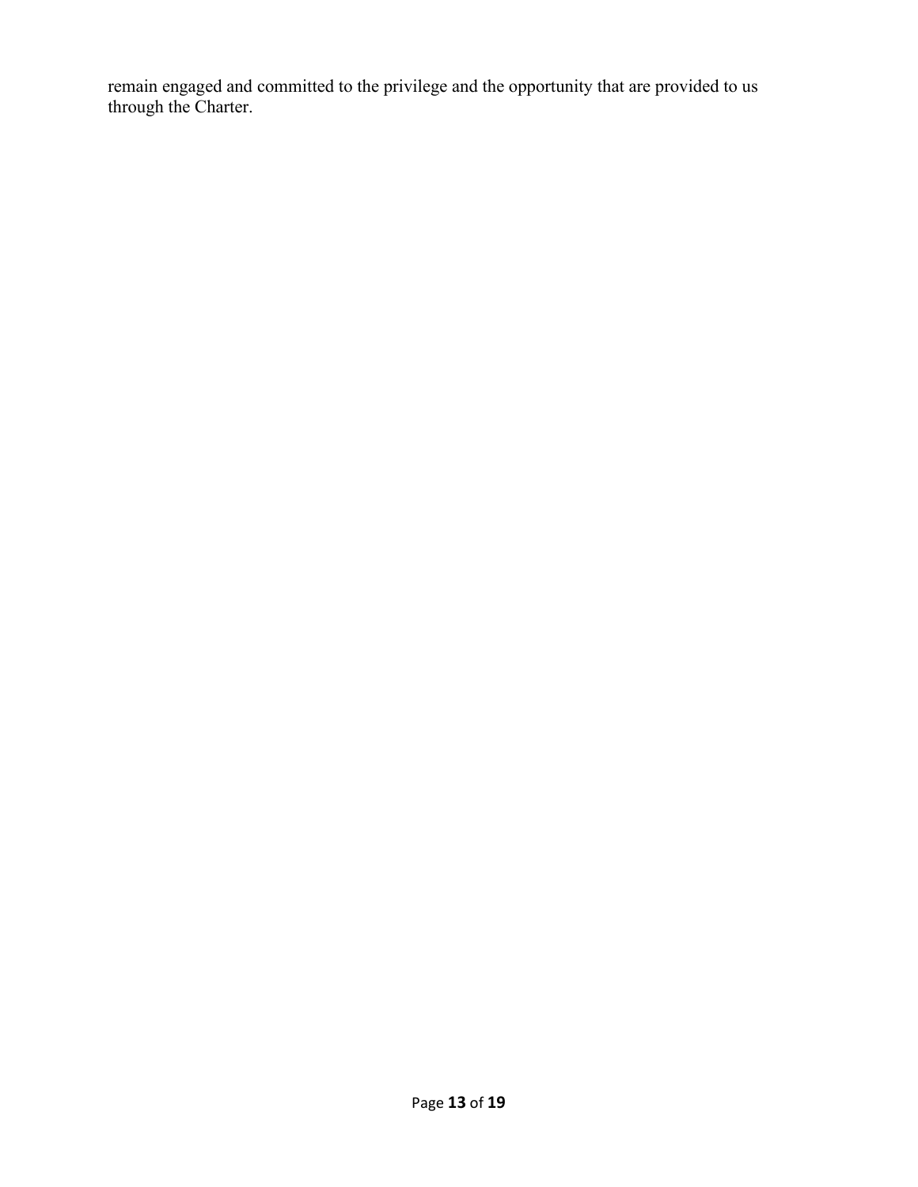remain engaged and committed to the privilege and the opportunity that are provided to us through the Charter.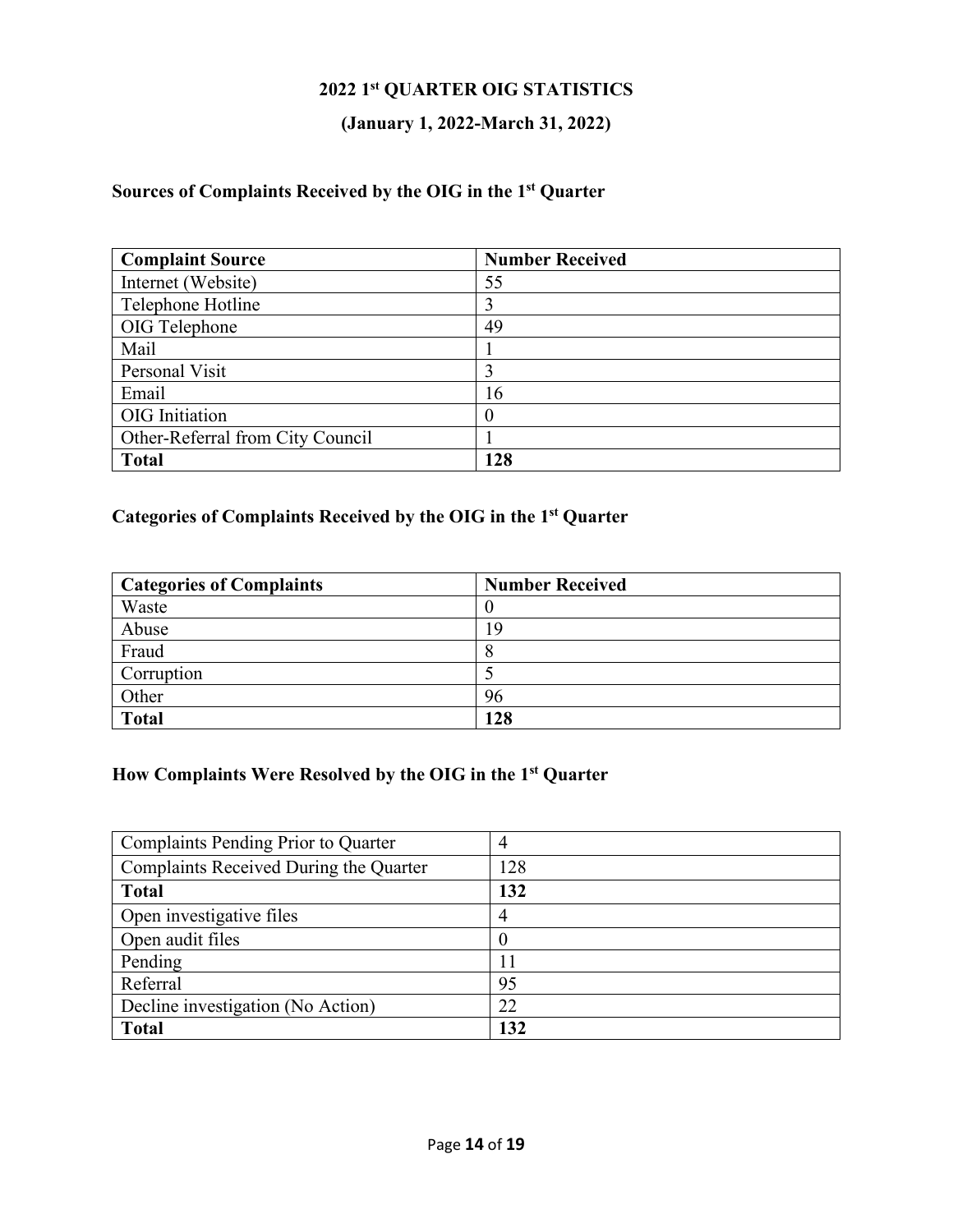## 2022 1st QUARTER OIG STATISTICS

## (January 1, 2022-March 31, 2022)

### Sources of Complaints Received by the OIG in the 1st Quarter

| Complaint Source | Number Received |
| --- | --- |
| Internet (Website) | 55 |
| Telephone Hotline | 3 |
| OIG Telephone | 49 |
| Mail | 1 |
| Personal Visit | 3 |
| Email | 16 |
| OIG Initiation | 0 |
| Other-Referral from City Council | 1 |
| **Total** | **128** |

### Categories of Complaints Received by the OIG in the 1st Quarter

| Categories of Complaints | Number Received |
| --- | --- |
| Waste | 0 |
| Abuse | 19 |
| Fraud | 8 |
| Corruption | 5 |
| Other | 96 |
| **Total** | **128** |

### How Complaints Were Resolved by the OIG in the 1st Quarter

| | |
| --- | --- |
| Complaints Pending Prior to Quarter | 4 |
| Complaints Received During the Quarter | 128 |
| **Total** | **132** |
| Open investigative files | 4 |
| Open audit files | 0 |
| Pending | 11 |
| Referral | 95 |
| Decline investigation (No Action) | 22 |
| **Total** | **132** |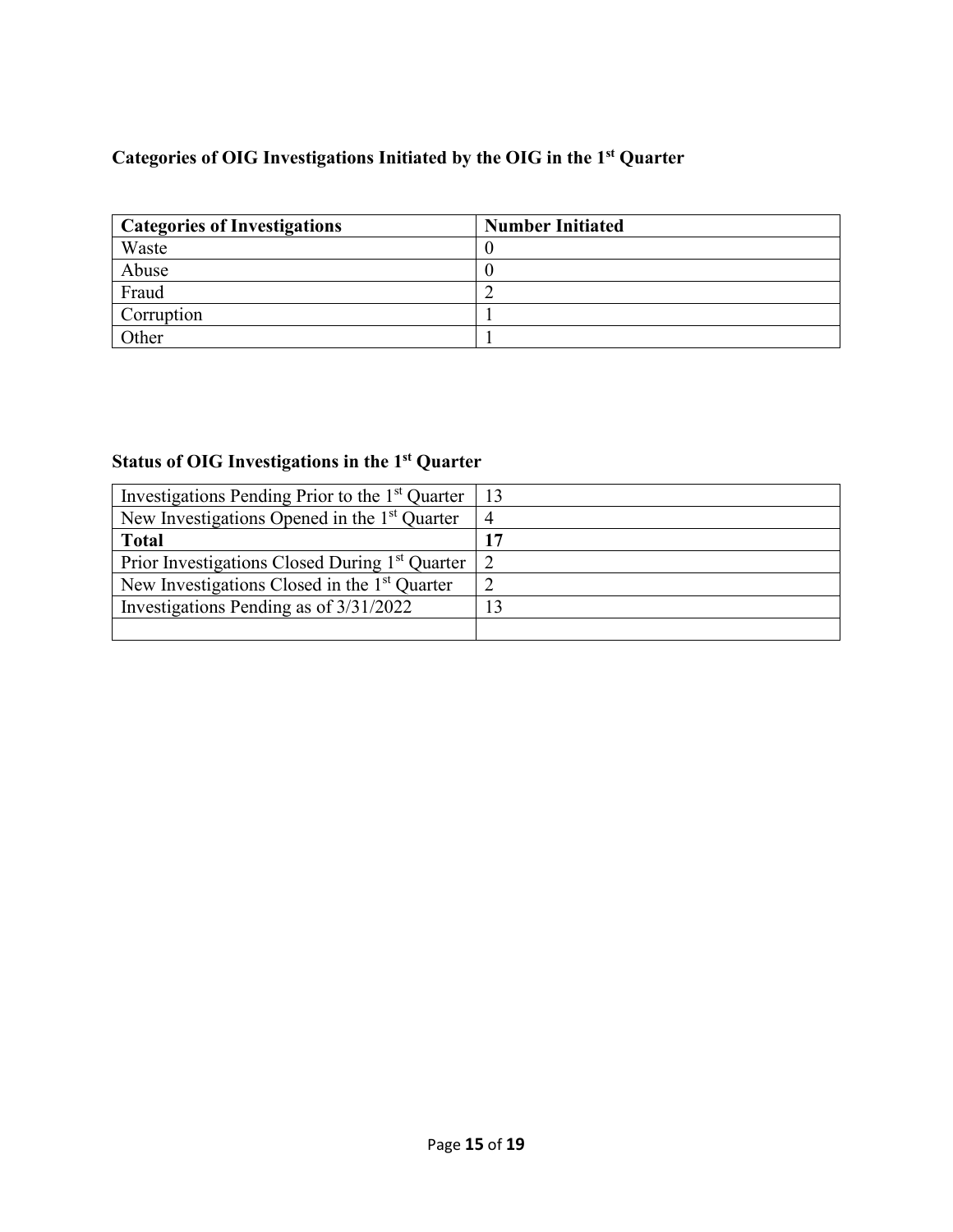### Categories of OIG Investigations Initiated by the OIG in the 1st Quarter

| Categories of Investigations | Number Initiated |
| --- | --- |
| Waste | 0 |
| Abuse | 0 |
| Fraud | 2 |
| Corruption | 1 |
| Other | 1 |

### Status of OIG Investigations in the 1st Quarter

| | |
| --- | --- |
| Investigations Pending Prior to the 1st Quarter | 13 |
| New Investigations Opened in the 1st Quarter | 4 |
| **Total** | **17** |
| Prior Investigations Closed During 1st Quarter | 2 |
| New Investigations Closed in the 1st Quarter | 2 |
| Investigations Pending as of 3/31/2022 | 13 |
| | |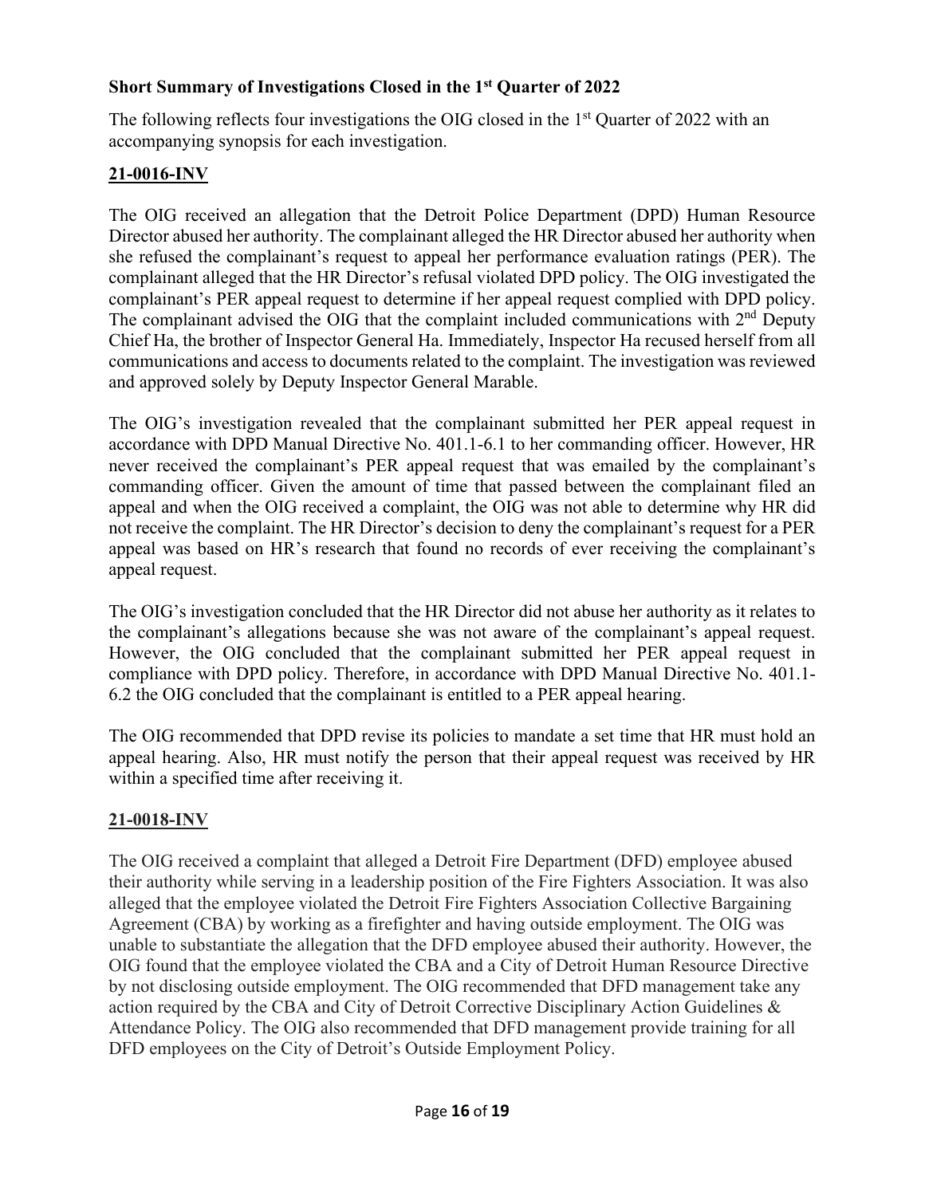**Short Summary of Investigations Closed in the 1st Quarter of 2022**

The following reflects four investigations the OIG closed in the 1st Quarter of 2022 with an accompanying synopsis for each investigation.

**21-0016-INV**

The OIG received an allegation that the Detroit Police Department (DPD) Human Resource Director abused her authority. The complainant alleged the HR Director abused her authority when she refused the complainant's request to appeal her performance evaluation ratings (PER). The complainant alleged that the HR Director's refusal violated DPD policy. The OIG investigated the complainant's PER appeal request to determine if her appeal request complied with DPD policy. The complainant advised the OIG that the complaint included communications with 2nd Deputy Chief Ha, the brother of Inspector General Ha. Immediately, Inspector Ha recused herself from all communications and access to documents related to the complaint. The investigation was reviewed and approved solely by Deputy Inspector General Marable.

The OIG's investigation revealed that the complainant submitted her PER appeal request in accordance with DPD Manual Directive No. 401.1-6.1 to her commanding officer. However, HR never received the complainant's PER appeal request that was emailed by the complainant's commanding officer. Given the amount of time that passed between the complainant filed an appeal and when the OIG received a complaint, the OIG was not able to determine why HR did not receive the complaint. The HR Director's decision to deny the complainant's request for a PER appeal was based on HR's research that found no records of ever receiving the complainant's appeal request.

The OIG's investigation concluded that the HR Director did not abuse her authority as it relates to the complainant's allegations because she was not aware of the complainant's appeal request. However, the OIG concluded that the complainant submitted her PER appeal request in compliance with DPD policy. Therefore, in accordance with DPD Manual Directive No. 401.1-6.2 the OIG concluded that the complainant is entitled to a PER appeal hearing.

The OIG recommended that DPD revise its policies to mandate a set time that HR must hold an appeal hearing. Also, HR must notify the person that their appeal request was received by HR within a specified time after receiving it.

**21-0018-INV**

The OIG received a complaint that alleged a Detroit Fire Department (DFD) employee abused their authority while serving in a leadership position of the Fire Fighters Association. It was also alleged that the employee violated the Detroit Fire Fighters Association Collective Bargaining Agreement (CBA) by working as a firefighter and having outside employment. The OIG was unable to substantiate the allegation that the DFD employee abused their authority. However, the OIG found that the employee violated the CBA and a City of Detroit Human Resource Directive by not disclosing outside employment. The OIG recommended that DFD management take any action required by the CBA and City of Detroit Corrective Disciplinary Action Guidelines & Attendance Policy. The OIG also recommended that DFD management provide training for all DFD employees on the City of Detroit's Outside Employment Policy.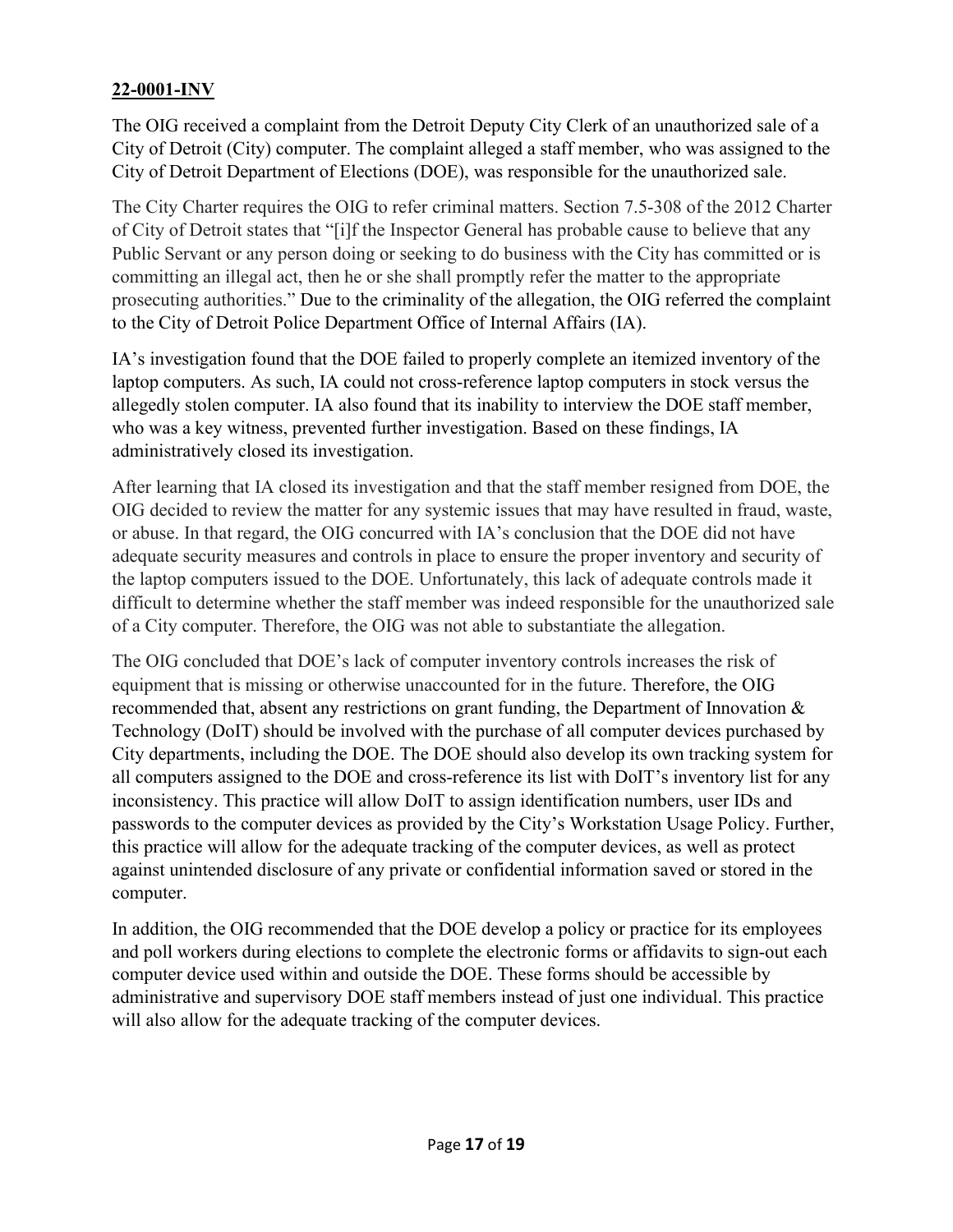## 22-0001-INV

The OIG received a complaint from the Detroit Deputy City Clerk of an unauthorized sale of a City of Detroit (City) computer. The complaint alleged a staff member, who was assigned to the City of Detroit Department of Elections (DOE), was responsible for the unauthorized sale.

The City Charter requires the OIG to refer criminal matters. Section 7.5-308 of the 2012 Charter of City of Detroit states that "[i]f the Inspector General has probable cause to believe that any Public Servant or any person doing or seeking to do business with the City has committed or is committing an illegal act, then he or she shall promptly refer the matter to the appropriate prosecuting authorities." Due to the criminality of the allegation, the OIG referred the complaint to the City of Detroit Police Department Office of Internal Affairs (IA).

IA's investigation found that the DOE failed to properly complete an itemized inventory of the laptop computers. As such, IA could not cross-reference laptop computers in stock versus the allegedly stolen computer. IA also found that its inability to interview the DOE staff member, who was a key witness, prevented further investigation. Based on these findings, IA administratively closed its investigation.

After learning that IA closed its investigation and that the staff member resigned from DOE, the OIG decided to review the matter for any systemic issues that may have resulted in fraud, waste, or abuse. In that regard, the OIG concurred with IA's conclusion that the DOE did not have adequate security measures and controls in place to ensure the proper inventory and security of the laptop computers issued to the DOE. Unfortunately, this lack of adequate controls made it difficult to determine whether the staff member was indeed responsible for the unauthorized sale of a City computer. Therefore, the OIG was not able to substantiate the allegation.

The OIG concluded that DOE's lack of computer inventory controls increases the risk of equipment that is missing or otherwise unaccounted for in the future. Therefore, the OIG recommended that, absent any restrictions on grant funding, the Department of Innovation & Technology (DoIT) should be involved with the purchase of all computer devices purchased by City departments, including the DOE. The DOE should also develop its own tracking system for all computers assigned to the DOE and cross-reference its list with DoIT's inventory list for any inconsistency. This practice will allow DoIT to assign identification numbers, user IDs and passwords to the computer devices as provided by the City's Workstation Usage Policy. Further, this practice will allow for the adequate tracking of the computer devices, as well as protect against unintended disclosure of any private or confidential information saved or stored in the computer.

In addition, the OIG recommended that the DOE develop a policy or practice for its employees and poll workers during elections to complete the electronic forms or affidavits to sign-out each computer device used within and outside the DOE. These forms should be accessible by administrative and supervisory DOE staff members instead of just one individual. This practice will also allow for the adequate tracking of the computer devices.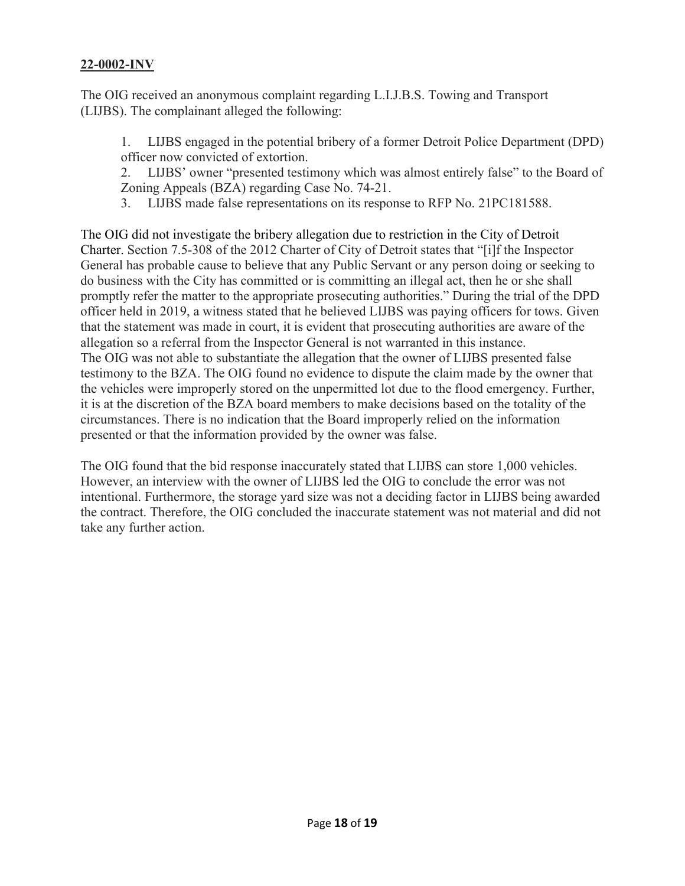**22-0002-INV**

The OIG received an anonymous complaint regarding L.I.J.B.S. Towing and Transport (LIJBS). The complainant alleged the following:

1. LIJBS engaged in the potential bribery of a former Detroit Police Department (DPD) officer now convicted of extortion.
2. LIJBS' owner "presented testimony which was almost entirely false" to the Board of Zoning Appeals (BZA) regarding Case No. 74-21.
3. LIJBS made false representations on its response to RFP No. 21PC181588.

The OIG did not investigate the bribery allegation due to restriction in the City of Detroit Charter. Section 7.5-308 of the 2012 Charter of City of Detroit states that "[i]f the Inspector General has probable cause to believe that any Public Servant or any person doing or seeking to do business with the City has committed or is committing an illegal act, then he or she shall promptly refer the matter to the appropriate prosecuting authorities." During the trial of the DPD officer held in 2019, a witness stated that he believed LIJBS was paying officers for tows. Given that the statement was made in court, it is evident that prosecuting authorities are aware of the allegation so a referral from the Inspector General is not warranted in this instance.
The OIG was not able to substantiate the allegation that the owner of LIJBS presented false testimony to the BZA. The OIG found no evidence to dispute the claim made by the owner that the vehicles were improperly stored on the unpermitted lot due to the flood emergency. Further, it is at the discretion of the BZA board members to make decisions based on the totality of the circumstances. There is no indication that the Board improperly relied on the information presented or that the information provided by the owner was false.

The OIG found that the bid response inaccurately stated that LIJBS can store 1,000 vehicles. However, an interview with the owner of LIJBS led the OIG to conclude the error was not intentional. Furthermore, the storage yard size was not a deciding factor in LIJBS being awarded the contract. Therefore, the OIG concluded the inaccurate statement was not material and did not take any further action.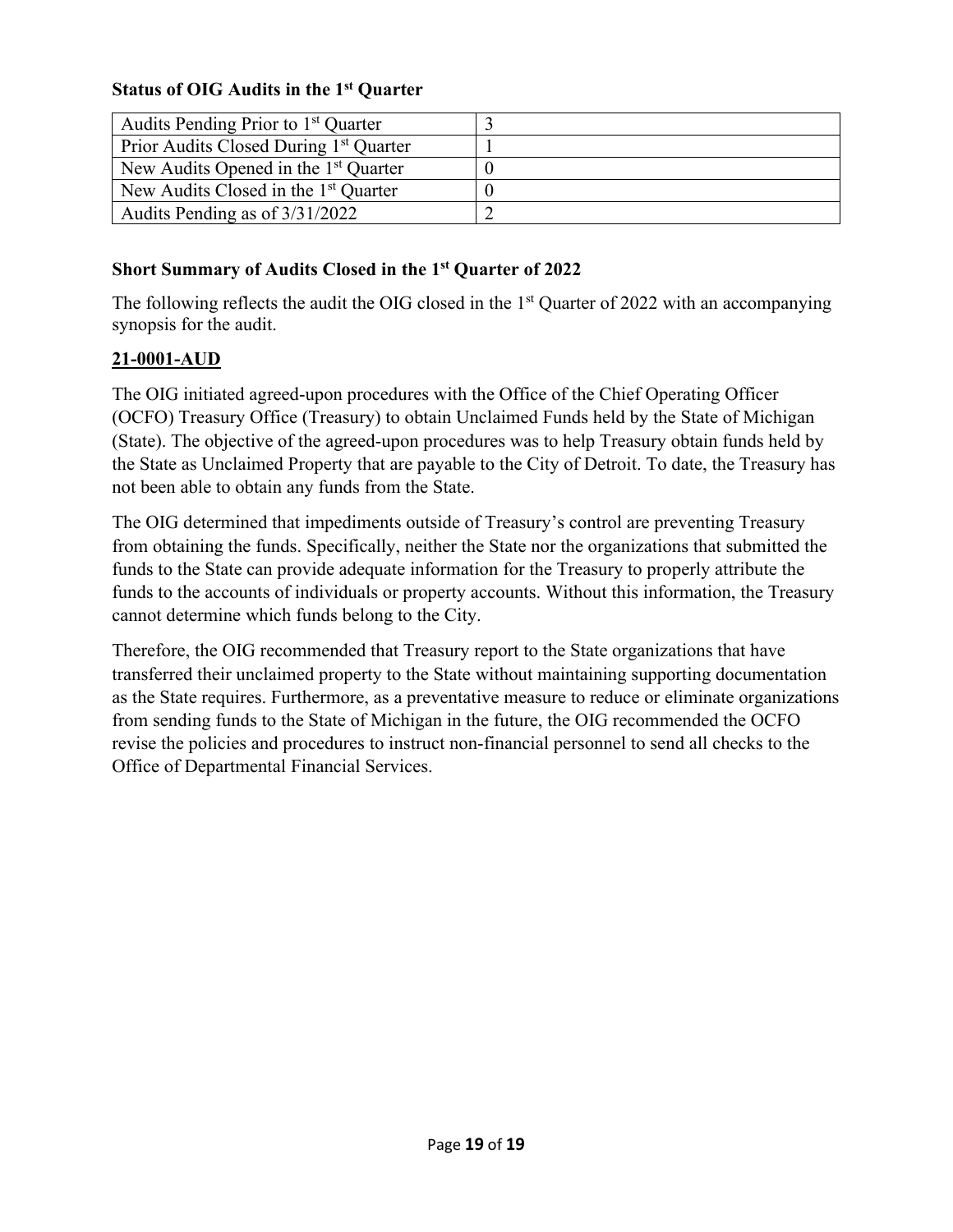**Status of OIG Audits in the 1st Quarter**

| | |
|---|---|
| Audits Pending Prior to 1st Quarter | 3 |
| Prior Audits Closed During 1st Quarter | 1 |
| New Audits Opened in the 1st Quarter | 0 |
| New Audits Closed in the 1st Quarter | 0 |
| Audits Pending as of 3/31/2022 | 2 |

**Short Summary of Audits Closed in the 1st Quarter of 2022**

The following reflects the audit the OIG closed in the 1st Quarter of 2022 with an accompanying synopsis for the audit.

**21-0001-AUD**

The OIG initiated agreed-upon procedures with the Office of the Chief Operating Officer (OCFO) Treasury Office (Treasury) to obtain Unclaimed Funds held by the State of Michigan (State). The objective of the agreed-upon procedures was to help Treasury obtain funds held by the State as Unclaimed Property that are payable to the City of Detroit. To date, the Treasury has not been able to obtain any funds from the State.

The OIG determined that impediments outside of Treasury's control are preventing Treasury from obtaining the funds. Specifically, neither the State nor the organizations that submitted the funds to the State can provide adequate information for the Treasury to properly attribute the funds to the accounts of individuals or property accounts. Without this information, the Treasury cannot determine which funds belong to the City.

Therefore, the OIG recommended that Treasury report to the State organizations that have transferred their unclaimed property to the State without maintaining supporting documentation as the State requires. Furthermore, as a preventative measure to reduce or eliminate organizations from sending funds to the State of Michigan in the future, the OIG recommended the OCFO revise the policies and procedures to instruct non-financial personnel to send all checks to the Office of Departmental Financial Services.